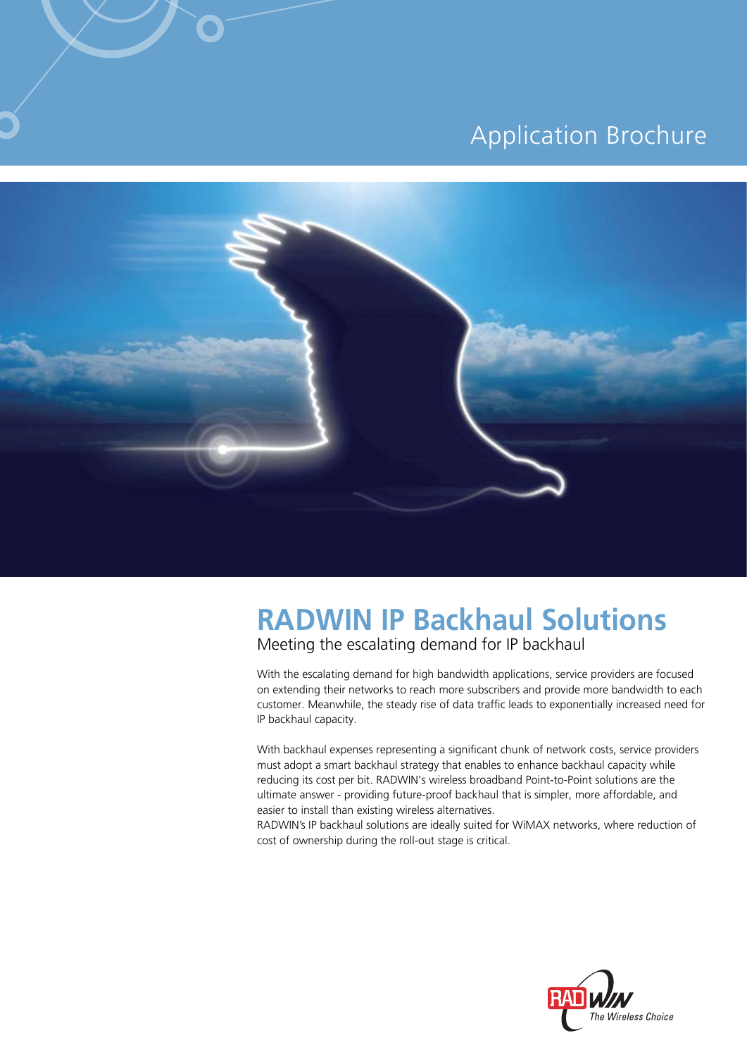Application Brochure

# RADWIN IP Backhaul Solutions

## Meeting the escalating demand for IP backhaul

With the escalating demand for high bandwidth applications, service providers are focused on extending their networks to reach more subscribers and provide more bandwidth to each customer. Meanwhile, the steady rise of data traffic leads to exponentially increased need for IP backhaul capacity.

With backhaul expenses representing a significant chunk of network costs, service providers must adopt a smart backhaul strategy that enables to enhance backhaul capacity while reducing its cost per bit. RADWIN's wireless broadband Point-to-Point solutions are the ultimate answer - providing future-proof backhaul that is simpler, more affordable, and easier to install than existing wireless alternatives.
RADWIN's IP backhaul solutions are ideally suited for WiMAX networks, where reduction of cost of ownership during the roll-out stage is critical.

RADWIN The Wireless Choice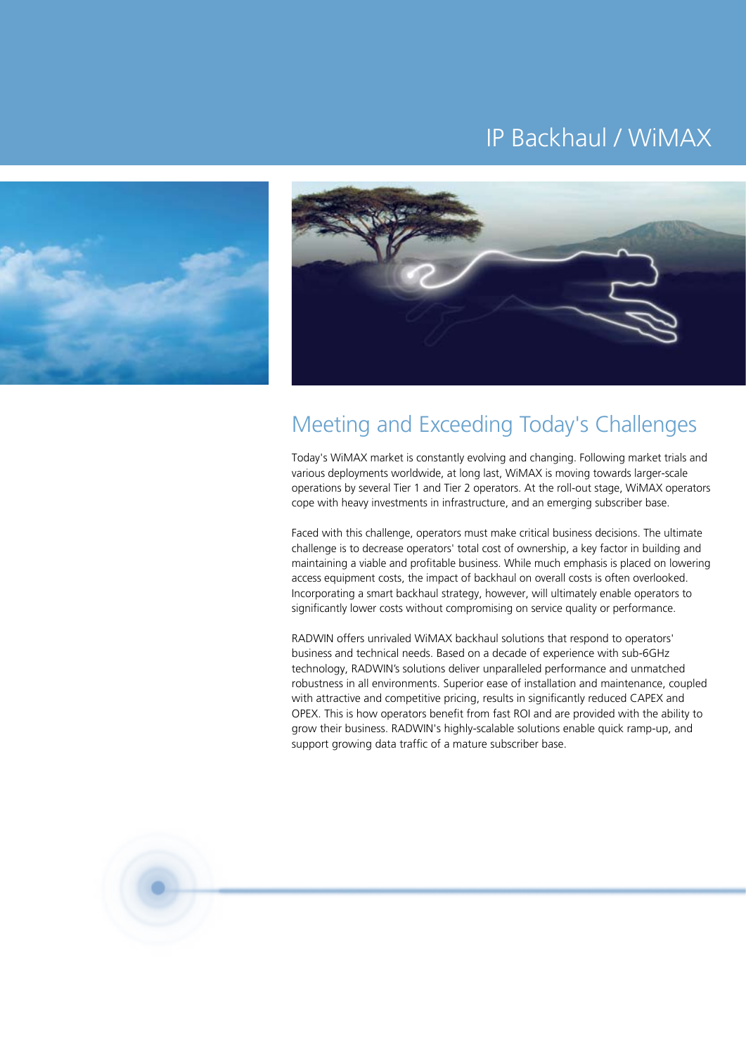# IP Backhaul / WiMAX

## Meeting and Exceeding Today's Challenges

Today's WiMAX market is constantly evolving and changing. Following market trials and various deployments worldwide, at long last, WiMAX is moving towards larger-scale operations by several Tier 1 and Tier 2 operators. At the roll-out stage, WiMAX operators cope with heavy investments in infrastructure, and an emerging subscriber base.

Faced with this challenge, operators must make critical business decisions. The ultimate challenge is to decrease operators' total cost of ownership, a key factor in building and maintaining a viable and profitable business. While much emphasis is placed on lowering access equipment costs, the impact of backhaul on overall costs is often overlooked. Incorporating a smart backhaul strategy, however, will ultimately enable operators to significantly lower costs without compromising on service quality or performance.

RADWIN offers unrivaled WiMAX backhaul solutions that respond to operators' business and technical needs. Based on a decade of experience with sub-6GHz technology, RADWIN's solutions deliver unparalleled performance and unmatched robustness in all environments. Superior ease of installation and maintenance, coupled with attractive and competitive pricing, results in significantly reduced CAPEX and OPEX. This is how operators benefit from fast ROI and are provided with the ability to grow their business. RADWIN's highly-scalable solutions enable quick ramp-up, and support growing data traffic of a mature subscriber base.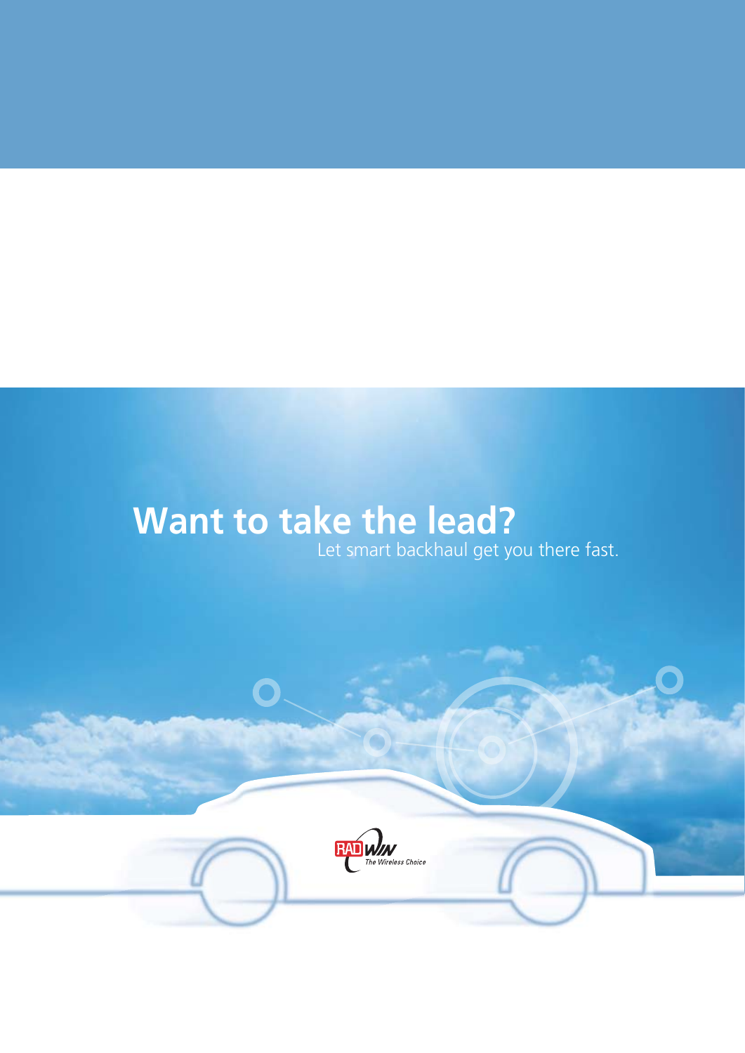# Want to take the lead?

Let smart backhaul get you there fast.

RADWIN The Wireless Choice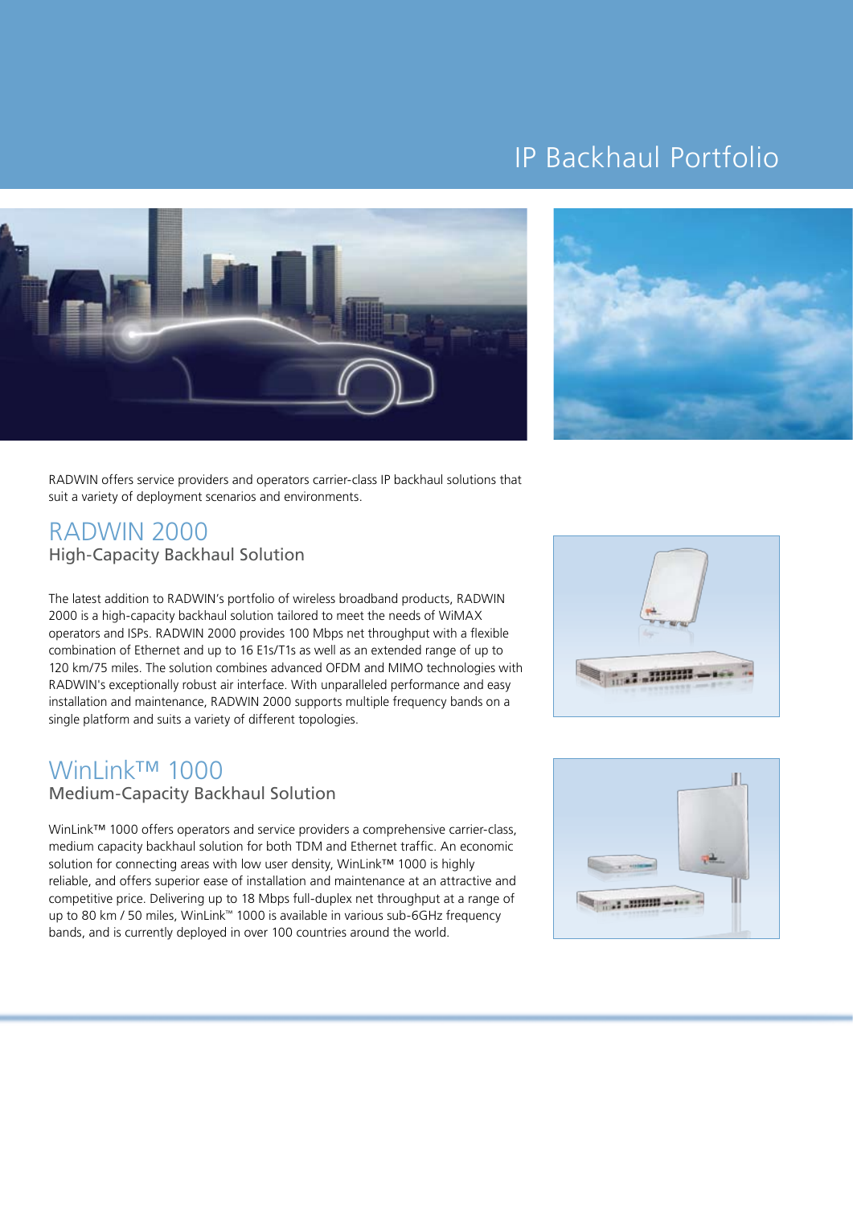# IP Backhaul Portfolio

RADWIN offers service providers and operators carrier-class IP backhaul solutions that suit a variety of deployment scenarios and environments.

## RADWIN 2000

### High-Capacity Backhaul Solution

The latest addition to RADWIN's portfolio of wireless broadband products, RADWIN 2000 is a high-capacity backhaul solution tailored to meet the needs of WiMAX operators and ISPs. RADWIN 2000 provides 100 Mbps net throughput with a flexible combination of Ethernet and up to 16 E1s/T1s as well as an extended range of up to 120 km/75 miles. The solution combines advanced OFDM and MIMO technologies with RADWIN's exceptionally robust air interface. With unparalleled performance and easy installation and maintenance, RADWIN 2000 supports multiple frequency bands on a single platform and suits a variety of different topologies.

## WinLink™ 1000

### Medium-Capacity Backhaul Solution

WinLink™ 1000 offers operators and service providers a comprehensive carrier-class, medium capacity backhaul solution for both TDM and Ethernet traffic. An economic solution for connecting areas with low user density, WinLink™ 1000 is highly reliable, and offers superior ease of installation and maintenance at an attractive and competitive price. Delivering up to 18 Mbps full-duplex net throughput at a range of up to 80 km / 50 miles, WinLink™ 1000 is available in various sub-6GHz frequency bands, and is currently deployed in over 100 countries around the world.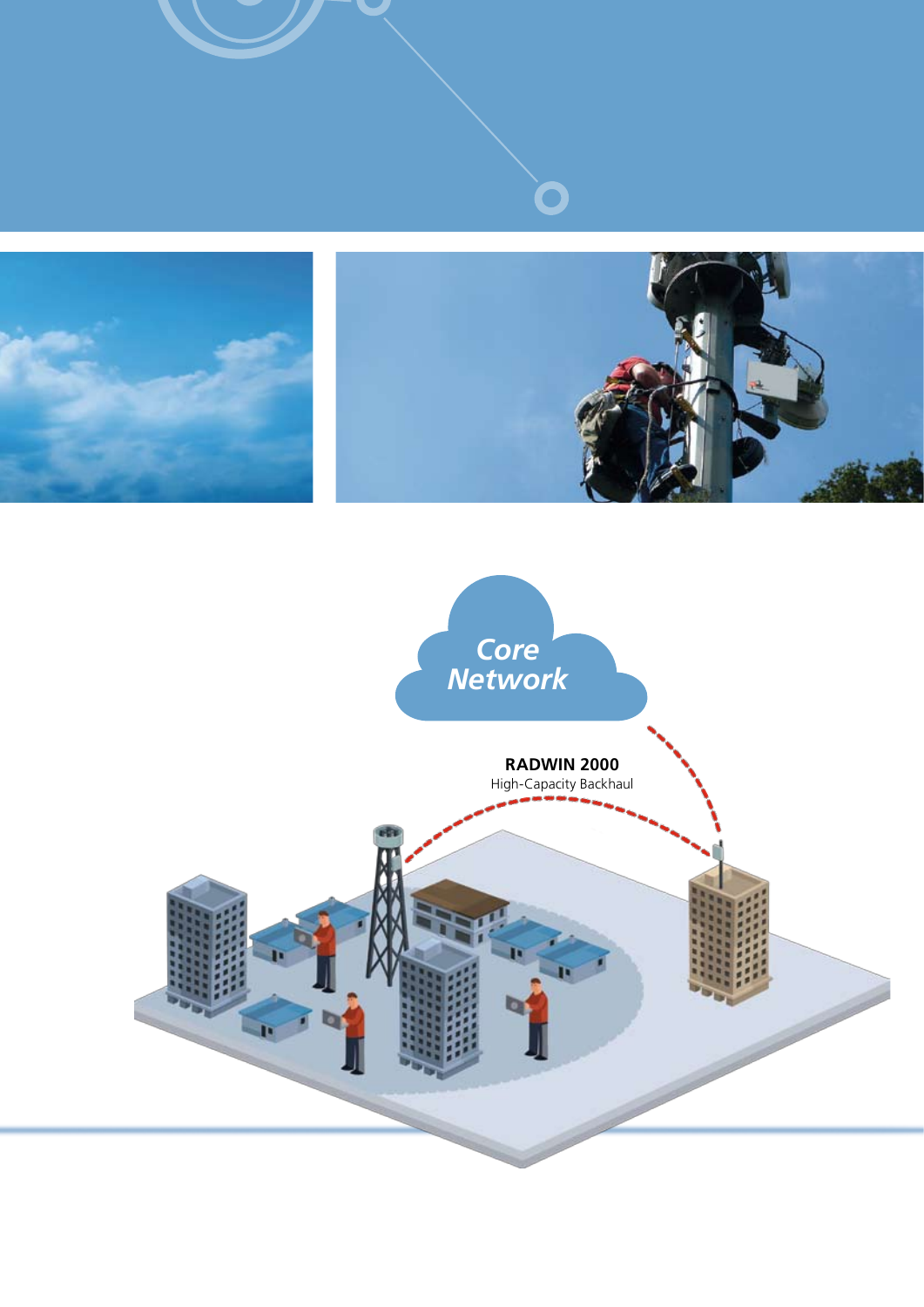Core Network

**RADWIN 2000**
High-Capacity Backhaul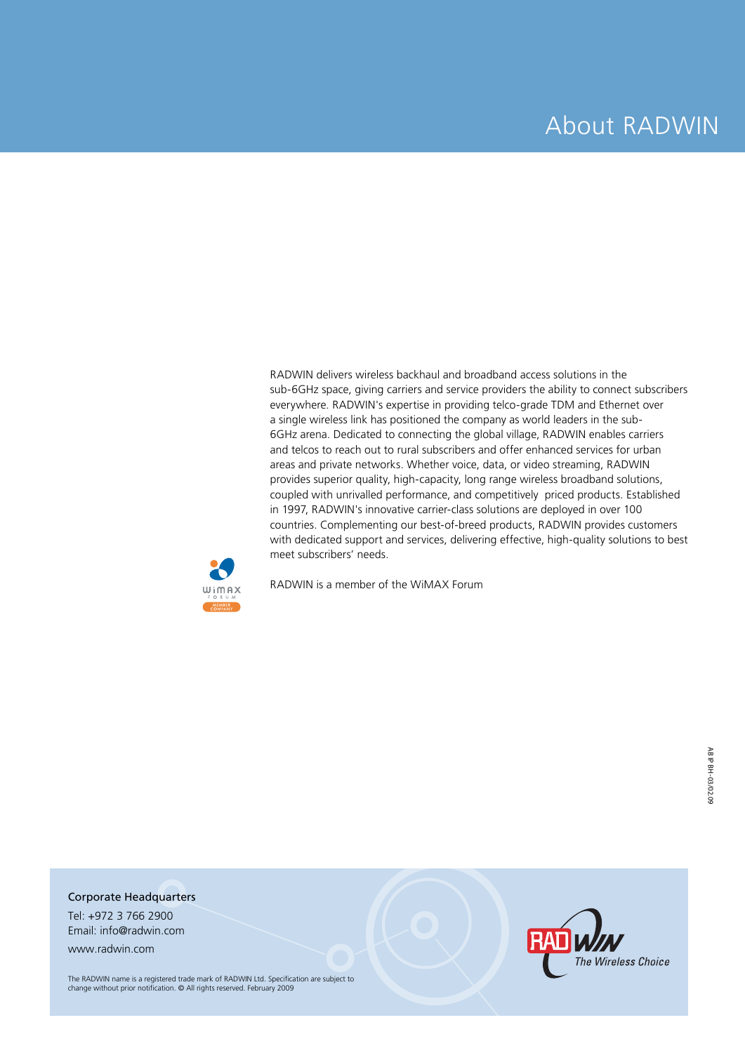# About RADWIN

RADWIN delivers wireless backhaul and broadband access solutions in the sub-6GHz space, giving carriers and service providers the ability to connect subscribers everywhere. RADWIN's expertise in providing telco-grade TDM and Ethernet over a single wireless link has positioned the company as world leaders in the sub-6GHz arena. Dedicated to connecting the global village, RADWIN enables carriers and telcos to reach out to rural subscribers and offer enhanced services for urban areas and private networks. Whether voice, data, or video streaming, RADWIN provides superior quality, high-capacity, long range wireless broadband solutions, coupled with unrivalled performance, and competitively priced products. Established in 1997, RADWIN's innovative carrier-class solutions are deployed in over 100 countries. Complementing our best-of-breed products, RADWIN provides customers with dedicated support and services, delivering effective, high-quality solutions to best meet subscribers' needs.

WiMAX FORUM MEMBER COMPANY

RADWIN is a member of the WiMAX Forum

AB IP BH-03/02.09

Corporate Headquarters

Tel: +972 3 766 2900

Email: info@radwin.com

www.radwin.com

RADWIN The Wireless Choice

The RADWIN name is a registered trade mark of RADWIN Ltd. Specification are subject to change without prior notification. © All rights reserved. February 2009